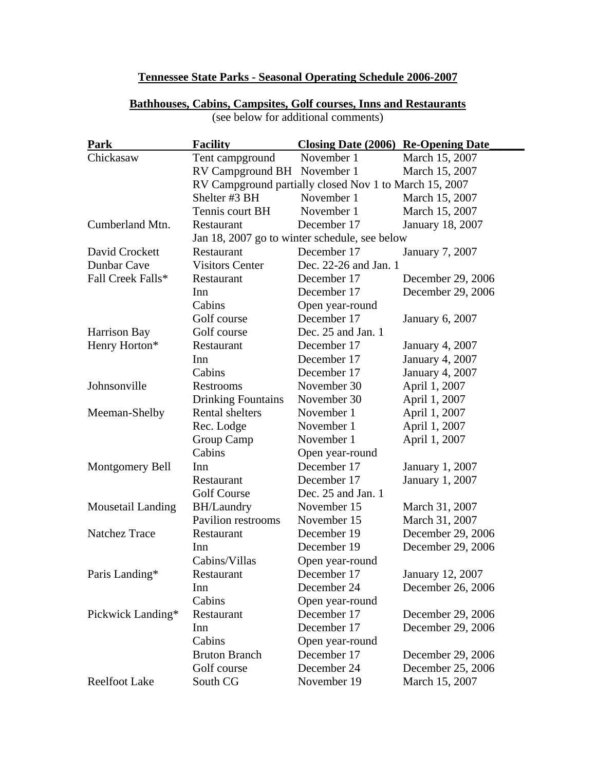## Tennessee State Parks - Seasonal Operating Schedule 2006-2007

### Bathhouses, Cabins, Campsites, Golf courses, Inns and Restaurants

(see below for additional comments)

| Park | Facility | Closing Date (2006) | Re-Opening Date |
|---|---|---|---|
| Chickasaw | Tent campground | November 1 | March 15, 2007 |
| | RV Campground BH | November 1 | March 15, 2007 |
| | RV Campground partially closed Nov 1 to March 15, 2007 | | |
| | Shelter #3 BH | November 1 | March 15, 2007 |
| | Tennis court BH | November 1 | March 15, 2007 |
| Cumberland Mtn. | Restaurant | December 17 | January 18, 2007 |
| | Jan 18, 2007 go to winter schedule, see below | | |
| David Crockett | Restaurant | December 17 | January 7, 2007 |
| Dunbar Cave | Visitors Center | Dec. 22-26 and Jan. 1 | |
| Fall Creek Falls* | Restaurant | December 17 | December 29, 2006 |
| | Inn | December 17 | December 29, 2006 |
| | Cabins | Open year-round | |
| | Golf course | December 17 | January 6, 2007 |
| Harrison Bay | Golf course | Dec. 25 and Jan. 1 | |
| Henry Horton* | Restaurant | December 17 | January 4, 2007 |
| | Inn | December 17 | January 4, 2007 |
| | Cabins | December 17 | January 4, 2007 |
| Johnsonville | Restrooms | November 30 | April 1, 2007 |
| | Drinking Fountains | November 30 | April 1, 2007 |
| Meeman-Shelby | Rental shelters | November 1 | April 1, 2007 |
| | Rec. Lodge | November 1 | April 1, 2007 |
| | Group Camp | November 1 | April 1, 2007 |
| | Cabins | Open year-round | |
| Montgomery Bell | Inn | December 17 | January 1, 2007 |
| | Restaurant | December 17 | January 1, 2007 |
| | Golf Course | Dec. 25 and Jan. 1 | |
| Mousetail Landing | BH/Laundry | November 15 | March 31, 2007 |
| | Pavilion restrooms | November 15 | March 31, 2007 |
| Natchez Trace | Restaurant | December 19 | December 29, 2006 |
| | Inn | December 19 | December 29, 2006 |
| | Cabins/Villas | Open year-round | |
| Paris Landing* | Restaurant | December 17 | January 12, 2007 |
| | Inn | December 24 | December 26, 2006 |
| | Cabins | Open year-round | |
| Pickwick Landing* | Restaurant | December 17 | December 29, 2006 |
| | Inn | December 17 | December 29, 2006 |
| | Cabins | Open year-round | |
| | Bruton Branch | December 17 | December 29, 2006 |
| | Golf course | December 24 | December 25, 2006 |
| Reelfoot Lake | South CG | November 19 | March 15, 2007 |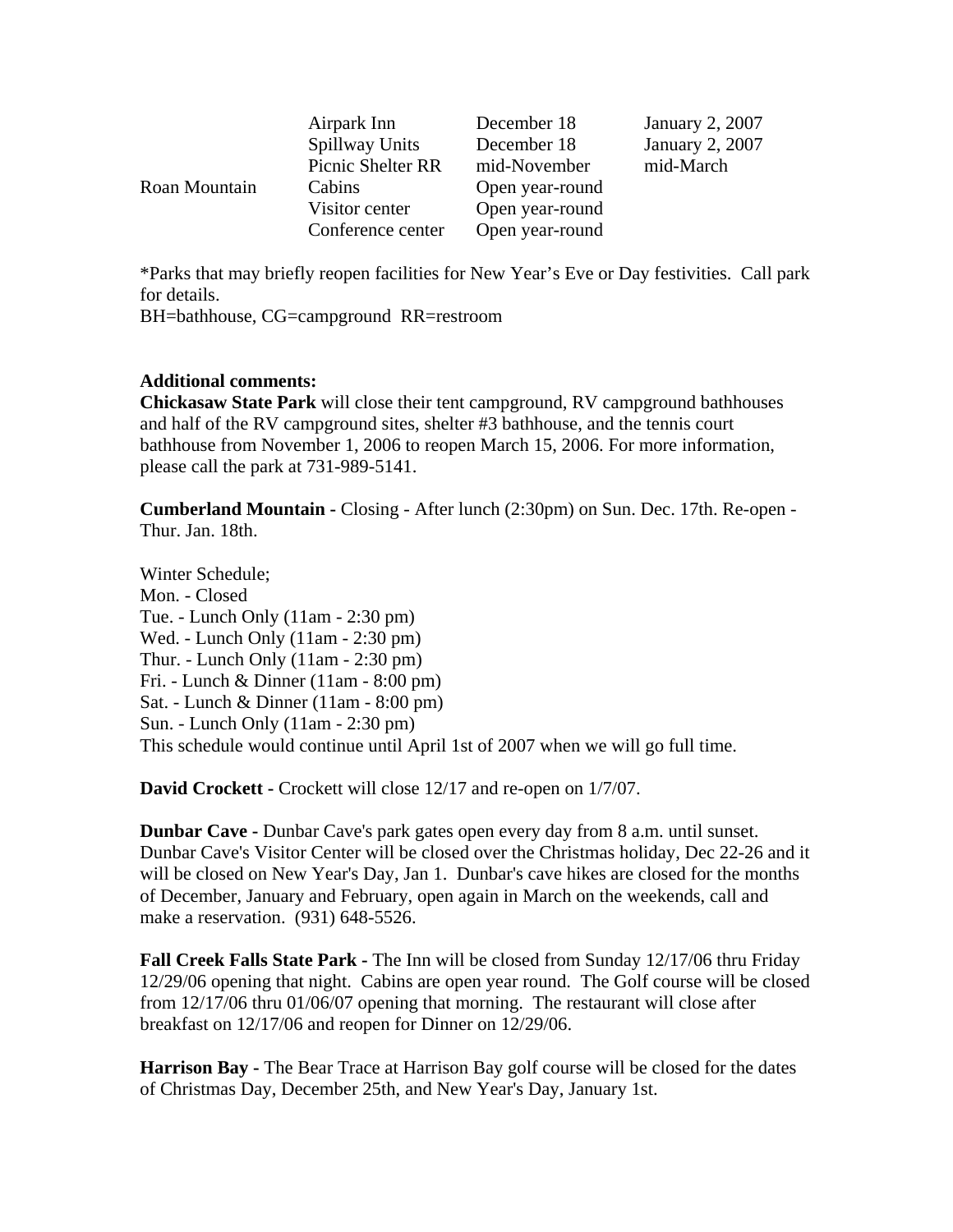| | | | |
|---|---|---|---|
| | Airpark Inn | December 18 | January 2, 2007 |
| | Spillway Units | December 18 | January 2, 2007 |
| | Picnic Shelter RR | mid-November | mid-March |
| Roan Mountain | Cabins | Open year-round | |
| | Visitor center | Open year-round | |
| | Conference center | Open year-round | |

*Parks that may briefly reopen facilities for New Year's Eve or Day festivities. Call park for details.
BH=bathhouse, CG=campground RR=restroom

**Additional comments:**

**Chickasaw State Park** will close their tent campground, RV campground bathhouses and half of the RV campground sites, shelter #3 bathhouse, and the tennis court bathhouse from November 1, 2006 to reopen March 15, 2006. For more information, please call the park at 731-989-5141.

**Cumberland Mountain -** Closing - After lunch (2:30pm) on Sun. Dec. 17th. Re-open - Thur. Jan. 18th.

Winter Schedule;
Mon. - Closed
Tue. - Lunch Only (11am - 2:30 pm)
Wed. - Lunch Only (11am - 2:30 pm)
Thur. - Lunch Only (11am - 2:30 pm)
Fri. - Lunch & Dinner (11am - 8:00 pm)
Sat. - Lunch & Dinner (11am - 8:00 pm)
Sun. - Lunch Only (11am - 2:30 pm)
This schedule would continue until April 1st of 2007 when we will go full time.

**David Crockett -** Crockett will close 12/17 and re-open on 1/7/07.

**Dunbar Cave -** Dunbar Cave's park gates open every day from 8 a.m. until sunset. Dunbar Cave's Visitor Center will be closed over the Christmas holiday, Dec 22-26 and it will be closed on New Year's Day, Jan 1. Dunbar's cave hikes are closed for the months of December, January and February, open again in March on the weekends, call and make a reservation. (931) 648-5526.

**Fall Creek Falls State Park -** The Inn will be closed from Sunday 12/17/06 thru Friday 12/29/06 opening that night. Cabins are open year round. The Golf course will be closed from 12/17/06 thru 01/06/07 opening that morning. The restaurant will close after breakfast on 12/17/06 and reopen for Dinner on 12/29/06.

**Harrison Bay -** The Bear Trace at Harrison Bay golf course will be closed for the dates of Christmas Day, December 25th, and New Year's Day, January 1st.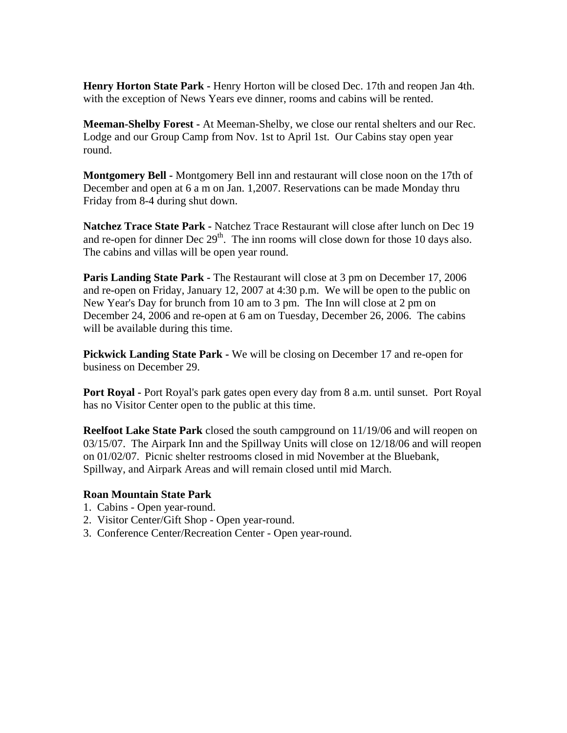**Henry Horton State Park -** Henry Horton will be closed Dec. 17th and reopen Jan 4th. with the exception of News Years eve dinner, rooms and cabins will be rented.

**Meeman-Shelby Forest -** At Meeman-Shelby, we close our rental shelters and our Rec. Lodge and our Group Camp from Nov. 1st to April 1st. Our Cabins stay open year round.

**Montgomery Bell -** Montgomery Bell inn and restaurant will close noon on the 17th of December and open at 6 a m on Jan. 1,2007. Reservations can be made Monday thru Friday from 8-4 during shut down.

**Natchez Trace State Park -** Natchez Trace Restaurant will close after lunch on Dec 19 and re-open for dinner Dec 29th. The inn rooms will close down for those 10 days also. The cabins and villas will be open year round.

**Paris Landing State Park -** The Restaurant will close at 3 pm on December 17, 2006 and re-open on Friday, January 12, 2007 at 4:30 p.m. We will be open to the public on New Year's Day for brunch from 10 am to 3 pm. The Inn will close at 2 pm on December 24, 2006 and re-open at 6 am on Tuesday, December 26, 2006. The cabins will be available during this time.

**Pickwick Landing State Park -** We will be closing on December 17 and re-open for business on December 29.

**Port Royal -** Port Royal's park gates open every day from 8 a.m. until sunset. Port Royal has no Visitor Center open to the public at this time.

**Reelfoot Lake State Park** closed the south campground on 11/19/06 and will reopen on 03/15/07. The Airpark Inn and the Spillway Units will close on 12/18/06 and will reopen on 01/02/07. Picnic shelter restrooms closed in mid November at the Bluebank, Spillway, and Airpark Areas and will remain closed until mid March.

**Roan Mountain State Park**

1. Cabins - Open year-round.
2. Visitor Center/Gift Shop - Open year-round.
3. Conference Center/Recreation Center - Open year-round.